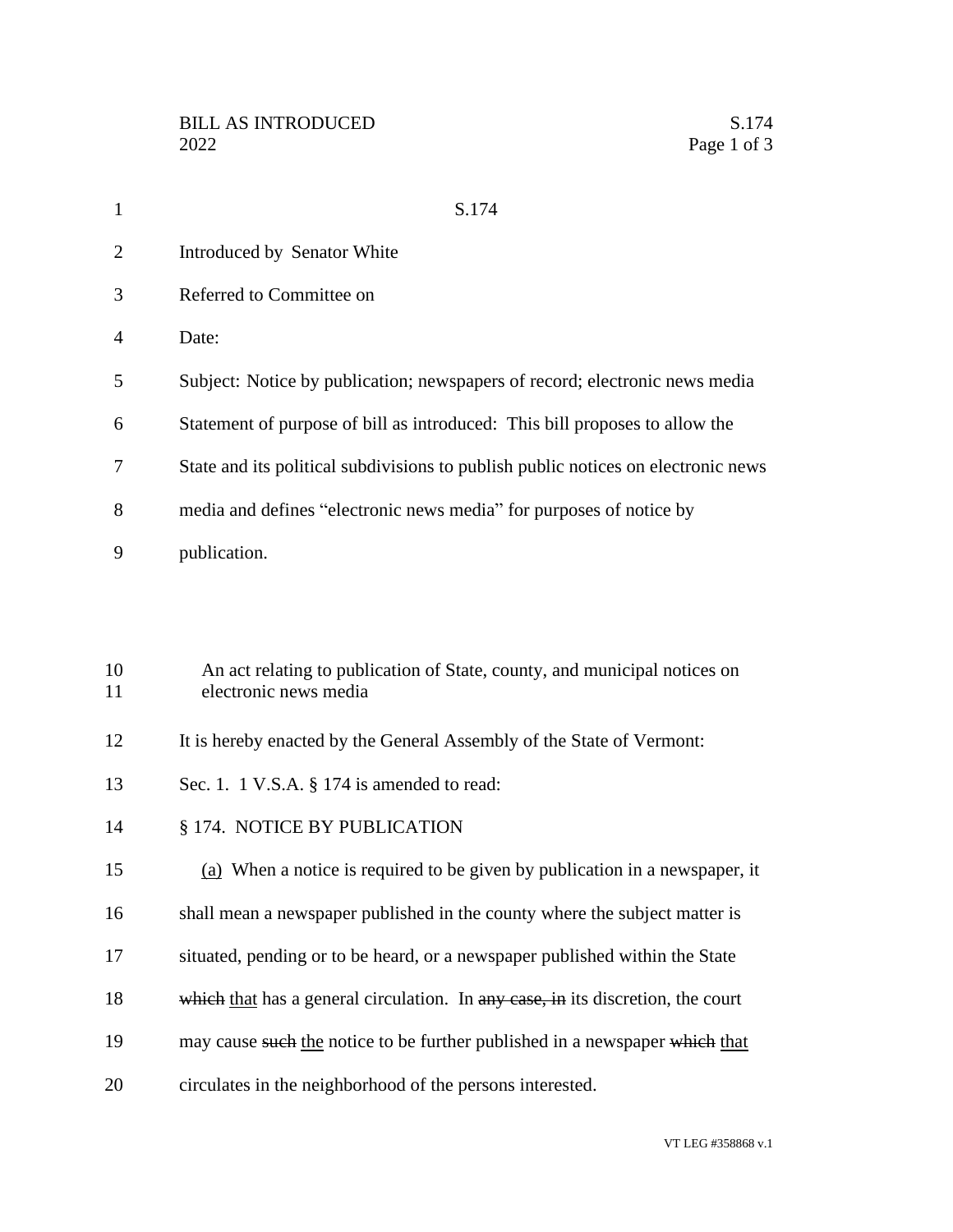S.174

Introduced by Senator White

Referred to Committee on

Date:

Subject: Notice by publication; newspapers of record; electronic news media

Statement of purpose of bill as introduced: This bill proposes to allow the State and its political subdivisions to publish public notices on electronic news media and defines "electronic news media" for purposes of notice by publication.

An act relating to publication of State, county, and municipal notices on electronic news media

It is hereby enacted by the General Assembly of the State of Vermont:

Sec. 1. 1 V.S.A. § 174 is amended to read:

§ 174. NOTICE BY PUBLICATION

(a) When a notice is required to be given by publication in a newspaper, it shall mean a newspaper published in the county where the subject matter is situated, pending or to be heard, or a newspaper published within the State ~~which~~ that has a general circulation. In ~~any case, in~~ its discretion, the court may cause ~~such~~ the notice to be further published in a newspaper ~~which~~ that circulates in the neighborhood of the persons interested.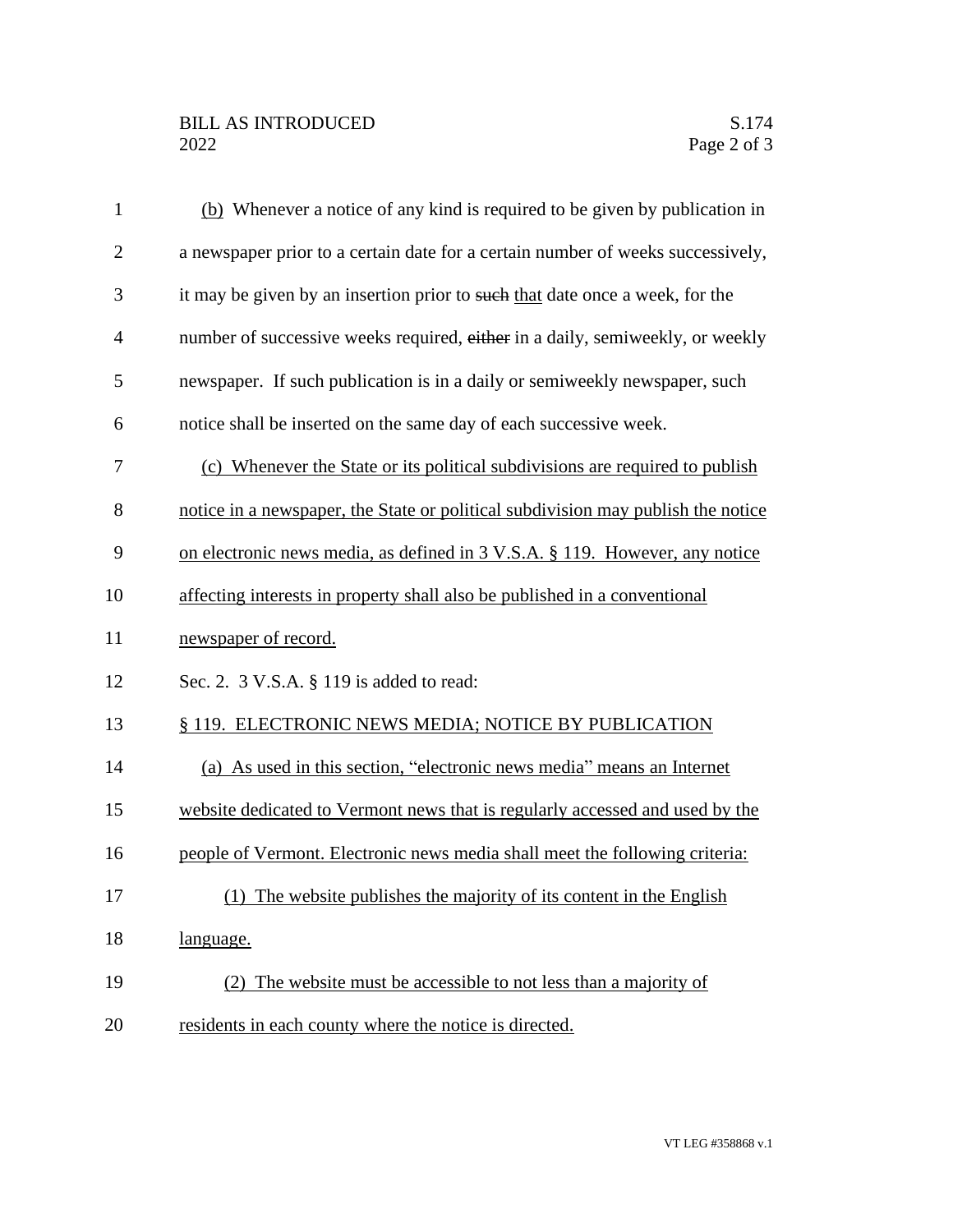(b) Whenever a notice of any kind is required to be given by publication in a newspaper prior to a certain date for a certain number of weeks successively, it may be given by an insertion prior to ~~such~~ that date once a week, for the number of successive weeks required, ~~either~~ in a daily, semiweekly, or weekly newspaper. If such publication is in a daily or semiweekly newspaper, such notice shall be inserted on the same day of each successive week.

(c) Whenever the State or its political subdivisions are required to publish notice in a newspaper, the State or political subdivision may publish the notice on electronic news media, as defined in 3 V.S.A. § 119. However, any notice affecting interests in property shall also be published in a conventional newspaper of record.

Sec. 2. 3 V.S.A. § 119 is added to read:

§ 119. ELECTRONIC NEWS MEDIA; NOTICE BY PUBLICATION

(a) As used in this section, "electronic news media" means an Internet website dedicated to Vermont news that is regularly accessed and used by the people of Vermont. Electronic news media shall meet the following criteria:

(1) The website publishes the majority of its content in the English language.

(2) The website must be accessible to not less than a majority of residents in each county where the notice is directed.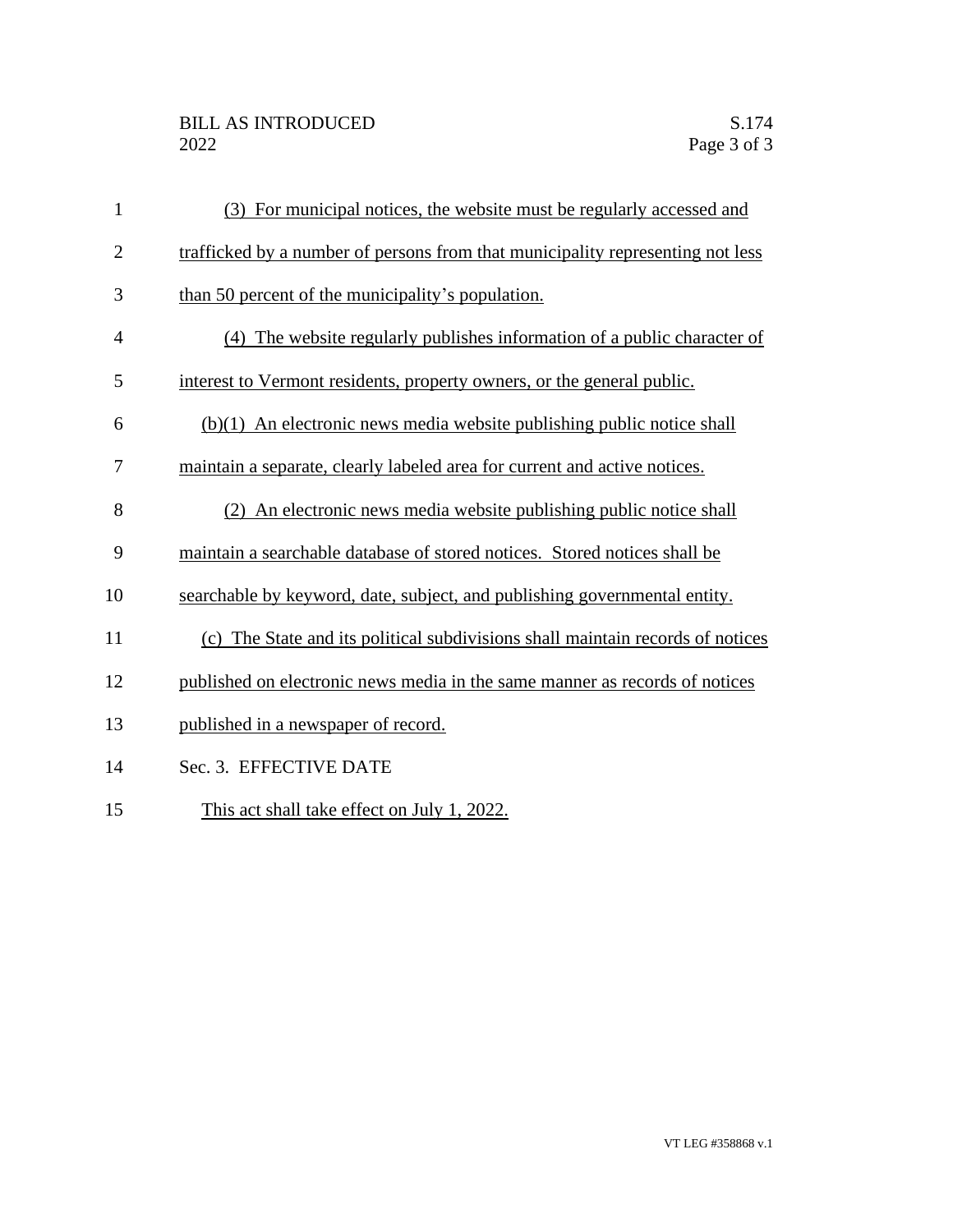(3) For municipal notices, the website must be regularly accessed and trafficked by a number of persons from that municipality representing not less than 50 percent of the municipality's population.

(4) The website regularly publishes information of a public character of interest to Vermont residents, property owners, or the general public.

(b)(1) An electronic news media website publishing public notice shall maintain a separate, clearly labeled area for current and active notices.

(2) An electronic news media website publishing public notice shall maintain a searchable database of stored notices. Stored notices shall be searchable by keyword, date, subject, and publishing governmental entity.

(c) The State and its political subdivisions shall maintain records of notices published on electronic news media in the same manner as records of notices published in a newspaper of record.

Sec. 3. EFFECTIVE DATE

This act shall take effect on July 1, 2022.